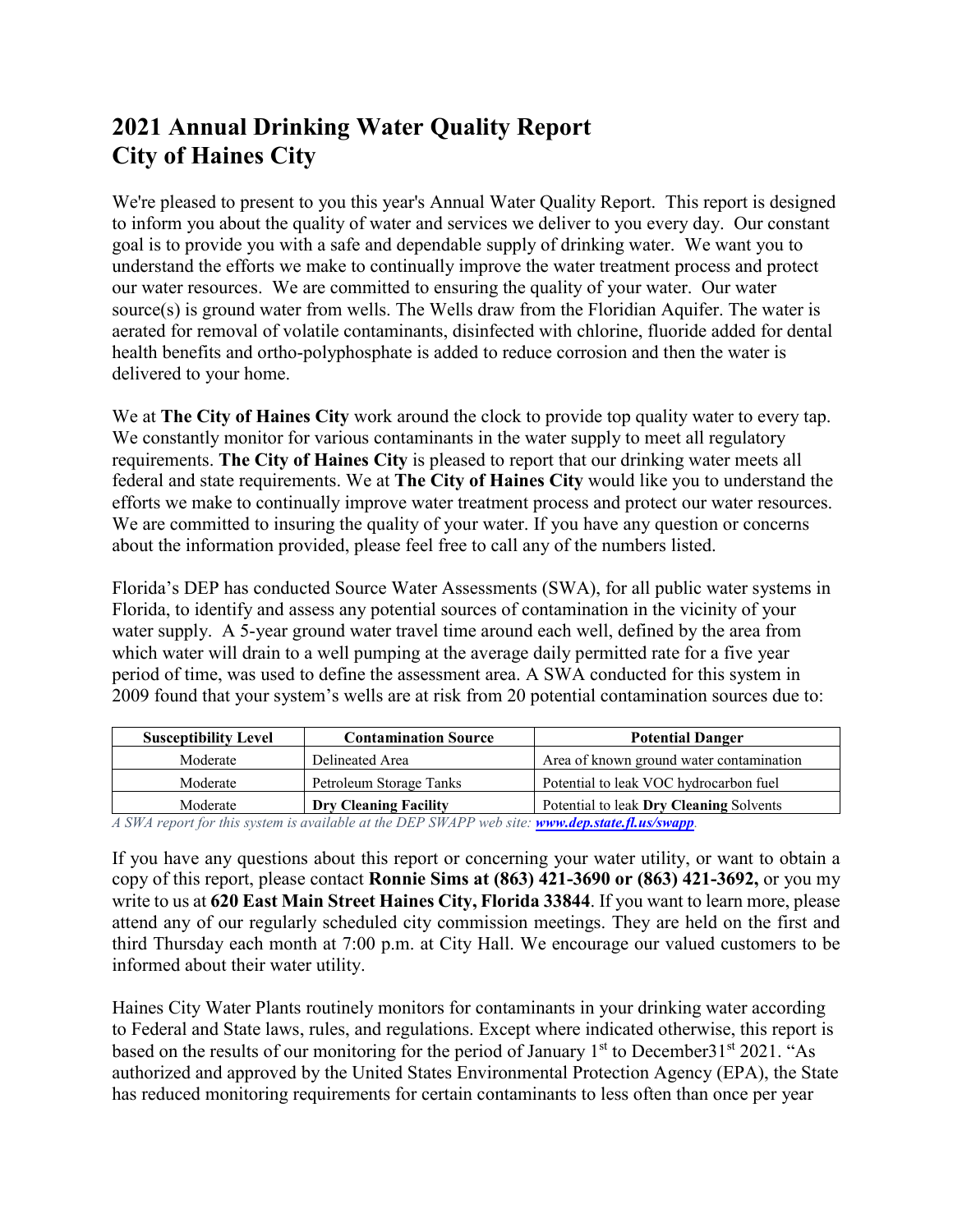# 2021 Annual Drinking Water Quality Report
# City of Haines City

We're pleased to present to you this year's Annual Water Quality Report. This report is designed to inform you about the quality of water and services we deliver to you every day. Our constant goal is to provide you with a safe and dependable supply of drinking water. We want you to understand the efforts we make to continually improve the water treatment process and protect our water resources. We are committed to ensuring the quality of your water. Our water source(s) is ground water from wells. The Wells draw from the Floridian Aquifer. The water is aerated for removal of volatile contaminants, disinfected with chlorine, fluoride added for dental health benefits and ortho-polyphosphate is added to reduce corrosion and then the water is delivered to your home.

We at **The City of Haines City** work around the clock to provide top quality water to every tap. We constantly monitor for various contaminants in the water supply to meet all regulatory requirements. **The City of Haines City** is pleased to report that our drinking water meets all federal and state requirements. We at **The City of Haines City** would like you to understand the efforts we make to continually improve water treatment process and protect our water resources. We are committed to insuring the quality of your water. If you have any question or concerns about the information provided, please feel free to call any of the numbers listed.

Florida's DEP has conducted Source Water Assessments (SWA), for all public water systems in Florida, to identify and assess any potential sources of contamination in the vicinity of your water supply. A 5-year ground water travel time around each well, defined by the area from which water will drain to a well pumping at the average daily permitted rate for a five year period of time, was used to define the assessment area. A SWA conducted for this system in 2009 found that your system's wells are at risk from 20 potential contamination sources due to:

| Susceptibility Level | Contamination Source | Potential Danger |
|---|---|---|
| Moderate | Delineated Area | Area of known ground water contamination |
| Moderate | Petroleum Storage Tanks | Potential to leak VOC hydrocarbon fuel |
| Moderate | **Dry Cleaning Facility** | Potential to leak **Dry Cleaning** Solvents |

*A SWA report for this system is available at the DEP SWAPP web site:* ***www.dep.state.fl.us/swapp****.*

If you have any questions about this report or concerning your water utility, or want to obtain a copy of this report, please contact **Ronnie Sims at (863) 421-3690 or (863) 421-3692,** or you my write to us at **620 East Main Street Haines City, Florida 33844**. If you want to learn more, please attend any of our regularly scheduled city commission meetings. They are held on the first and third Thursday each month at 7:00 p.m. at City Hall. We encourage our valued customers to be informed about their water utility.

Haines City Water Plants routinely monitors for contaminants in your drinking water according to Federal and State laws, rules, and regulations. Except where indicated otherwise, this report is based on the results of our monitoring for the period of January 1st to December31st 2021. "As authorized and approved by the United States Environmental Protection Agency (EPA), the State has reduced monitoring requirements for certain contaminants to less often than once per year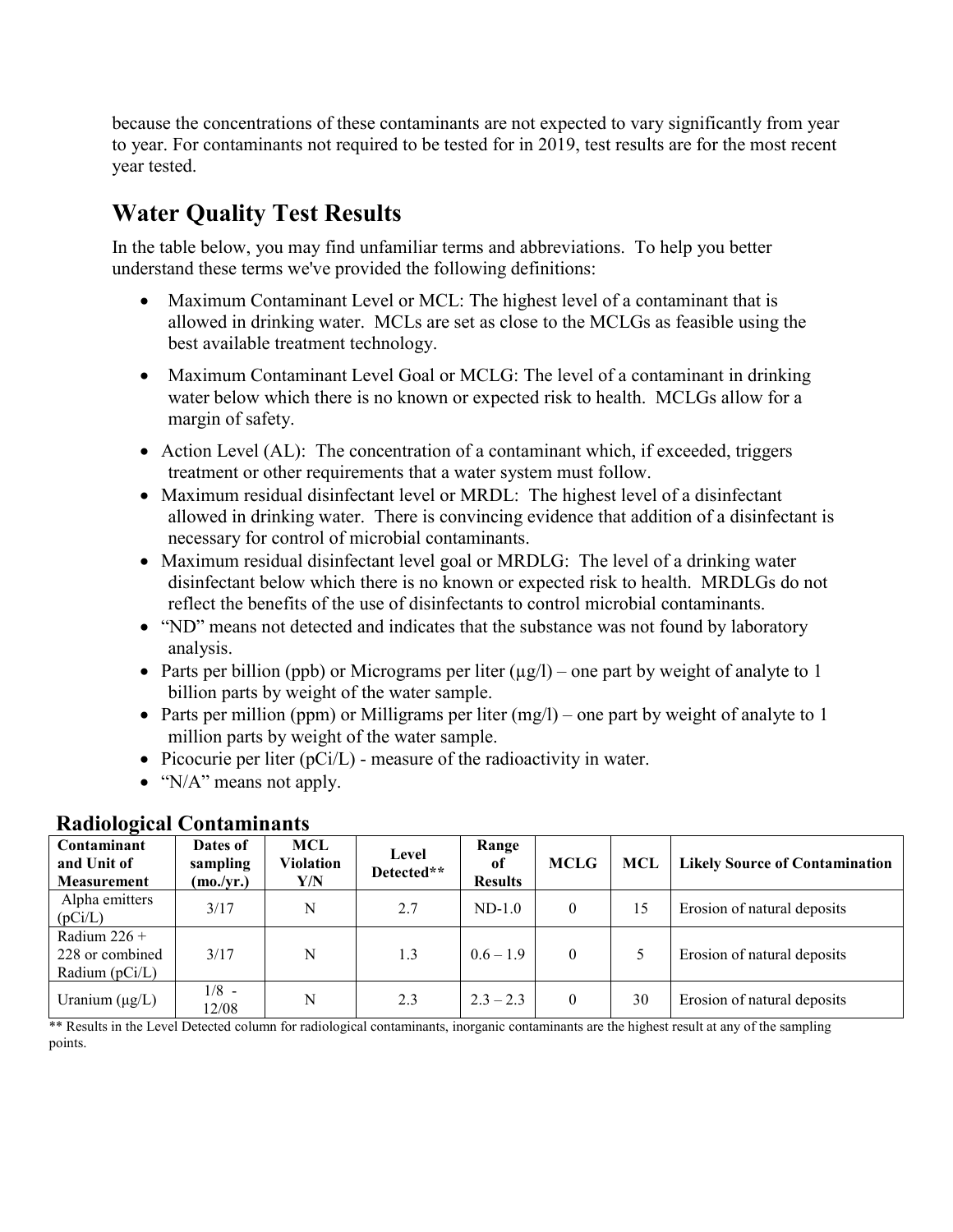because the concentrations of these contaminants are not expected to vary significantly from year to year. For contaminants not required to be tested for in 2019, test results are for the most recent year tested.

## Water Quality Test Results

In the table below, you may find unfamiliar terms and abbreviations. To help you better understand these terms we've provided the following definitions:

- Maximum Contaminant Level or MCL: The highest level of a contaminant that is allowed in drinking water. MCLs are set as close to the MCLGs as feasible using the best available treatment technology.
- Maximum Contaminant Level Goal or MCLG: The level of a contaminant in drinking water below which there is no known or expected risk to health. MCLGs allow for a margin of safety.
- Action Level (AL): The concentration of a contaminant which, if exceeded, triggers treatment or other requirements that a water system must follow.
- Maximum residual disinfectant level or MRDL: The highest level of a disinfectant allowed in drinking water. There is convincing evidence that addition of a disinfectant is necessary for control of microbial contaminants.
- Maximum residual disinfectant level goal or MRDLG: The level of a drinking water disinfectant below which there is no known or expected risk to health. MRDLGs do not reflect the benefits of the use of disinfectants to control microbial contaminants.
- "ND" means not detected and indicates that the substance was not found by laboratory analysis.
- Parts per billion (ppb) or Micrograms per liter (µg/l) – one part by weight of analyte to 1 billion parts by weight of the water sample.
- Parts per million (ppm) or Milligrams per liter (mg/l) – one part by weight of analyte to 1 million parts by weight of the water sample.
- Picocurie per liter (pCi/L) - measure of the radioactivity in water.
- "N/A" means not apply.

### Radiological Contaminants

| Contaminant and Unit of Measurement | Dates of sampling (mo./yr.) | MCL Violation Y/N | Level Detected** | Range of Results | MCLG | MCL | Likely Source of Contamination |
|---|---|---|---|---|---|---|---|
| Alpha emitters (pCi/L) | 3/17 | N | 2.7 | ND-1.0 | 0 | 15 | Erosion of natural deposits |
| Radium 226 + 228 or combined Radium (pCi/L) | 3/17 | N | 1.3 | 0.6 – 1.9 | 0 | 5 | Erosion of natural deposits |
| Uranium (µg/L) | 1/8 - 12/08 | N | 2.3 | 2.3 – 2.3 | 0 | 30 | Erosion of natural deposits |

** Results in the Level Detected column for radiological contaminants, inorganic contaminants are the highest result at any of the sampling points.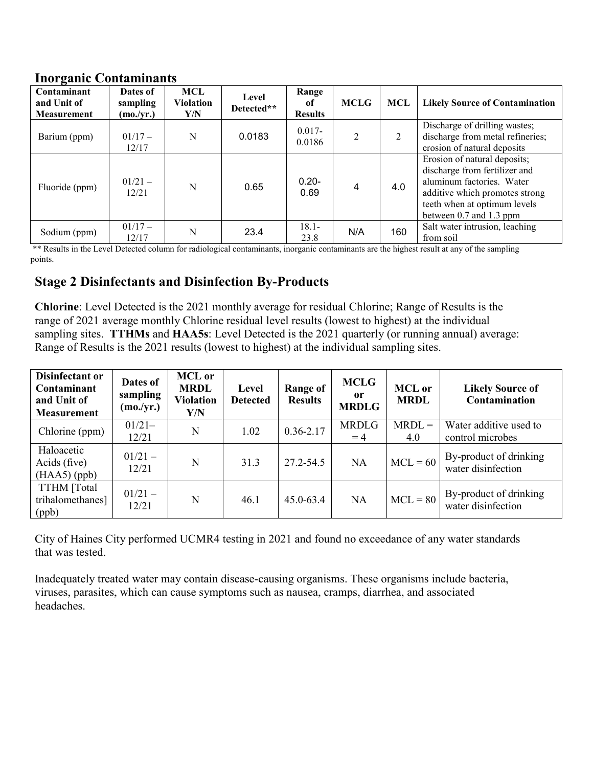## Inorganic Contaminants

| Contaminant and Unit of Measurement | Dates of sampling (mo./yr.) | MCL Violation Y/N | Level Detected** | Range of Results | MCLG | MCL | Likely Source of Contamination |
|---|---|---|---|---|---|---|---|
| Barium (ppm) | 01/17 – 12/17 | N | 0.0183 | 0.017-0.0186 | 2 | 2 | Discharge of drilling wastes; discharge from metal refineries; erosion of natural deposits |
| Fluoride (ppm) | 01/21 – 12/21 | N | 0.65 | 0.20-0.69 | 4 | 4.0 | Erosion of natural deposits; discharge from fertilizer and aluminum factories. Water additive which promotes strong teeth when at optimum levels between 0.7 and 1.3 ppm |
| Sodium (ppm) | 01/17 – 12/17 | N | 23.4 | 18.1-23.8 | N/A | 160 | Salt water intrusion, leaching from soil |

** Results in the Level Detected column for radiological contaminants, inorganic contaminants are the highest result at any of the sampling points.

## Stage 2 Disinfectants and Disinfection By-Products

**Chlorine**: Level Detected is the 2021 monthly average for residual Chlorine; Range of Results is the range of 2021 average monthly Chlorine residual level results (lowest to highest) at the individual sampling sites. **TTHMs** and **HAA5s**: Level Detected is the 2021 quarterly (or running annual) average: Range of Results is the 2021 results (lowest to highest) at the individual sampling sites.

| Disinfectant or Contaminant and Unit of Measurement | Dates of sampling (mo./yr.) | MCL or MRDL Violation Y/N | Level Detected | Range of Results | MCLG or MRDLG | MCL or MRDL | Likely Source of Contamination |
|---|---|---|---|---|---|---|---|
| Chlorine (ppm) | 01/21– 12/21 | N | 1.02 | 0.36-2.17 | MRDLG = 4 | MRDL = 4.0 | Water additive used to control microbes |
| Haloacetic Acids (five) (HAA5) (ppb) | 01/21 – 12/21 | N | 31.3 | 27.2-54.5 | NA | MCL = 60 | By-product of drinking water disinfection |
| TTHM [Total trihalomethanes] (ppb) | 01/21 – 12/21 | N | 46.1 | 45.0-63.4 | NA | MCL = 80 | By-product of drinking water disinfection |

City of Haines City performed UCMR4 testing in 2021 and found no exceedance of any water standards that was tested.

Inadequately treated water may contain disease-causing organisms. These organisms include bacteria, viruses, parasites, which can cause symptoms such as nausea, cramps, diarrhea, and associated headaches.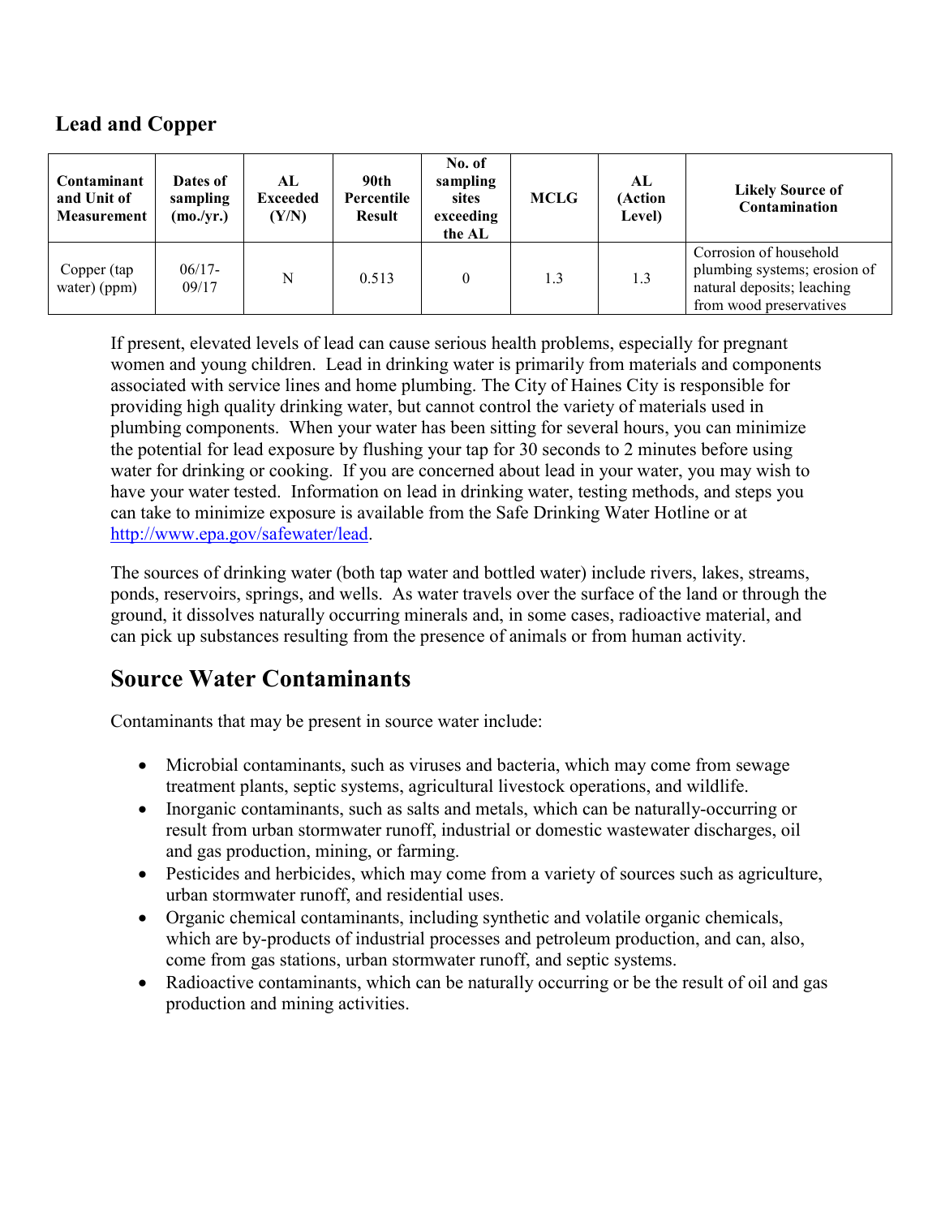## Lead and Copper

| Contaminant and Unit of Measurement | Dates of sampling (mo./yr.) | AL Exceeded (Y/N) | 90th Percentile Result | No. of sampling sites exceeding the AL | MCLG | AL (Action Level) | Likely Source of Contamination |
|---|---|---|---|---|---|---|---|
| Copper (tap water) (ppm) | 06/17-09/17 | N | 0.513 | 0 | 1.3 | 1.3 | Corrosion of household plumbing systems; erosion of natural deposits; leaching from wood preservatives |

If present, elevated levels of lead can cause serious health problems, especially for pregnant women and young children. Lead in drinking water is primarily from materials and components associated with service lines and home plumbing. The City of Haines City is responsible for providing high quality drinking water, but cannot control the variety of materials used in plumbing components. When your water has been sitting for several hours, you can minimize the potential for lead exposure by flushing your tap for 30 seconds to 2 minutes before using water for drinking or cooking. If you are concerned about lead in your water, you may wish to have your water tested. Information on lead in drinking water, testing methods, and steps you can take to minimize exposure is available from the Safe Drinking Water Hotline or at http://www.epa.gov/safewater/lead.

The sources of drinking water (both tap water and bottled water) include rivers, lakes, streams, ponds, reservoirs, springs, and wells. As water travels over the surface of the land or through the ground, it dissolves naturally occurring minerals and, in some cases, radioactive material, and can pick up substances resulting from the presence of animals or from human activity.

## Source Water Contaminants

Contaminants that may be present in source water include:

- Microbial contaminants, such as viruses and bacteria, which may come from sewage treatment plants, septic systems, agricultural livestock operations, and wildlife.
- Inorganic contaminants, such as salts and metals, which can be naturally-occurring or result from urban stormwater runoff, industrial or domestic wastewater discharges, oil and gas production, mining, or farming.
- Pesticides and herbicides, which may come from a variety of sources such as agriculture, urban stormwater runoff, and residential uses.
- Organic chemical contaminants, including synthetic and volatile organic chemicals, which are by-products of industrial processes and petroleum production, and can, also, come from gas stations, urban stormwater runoff, and septic systems.
- Radioactive contaminants, which can be naturally occurring or be the result of oil and gas production and mining activities.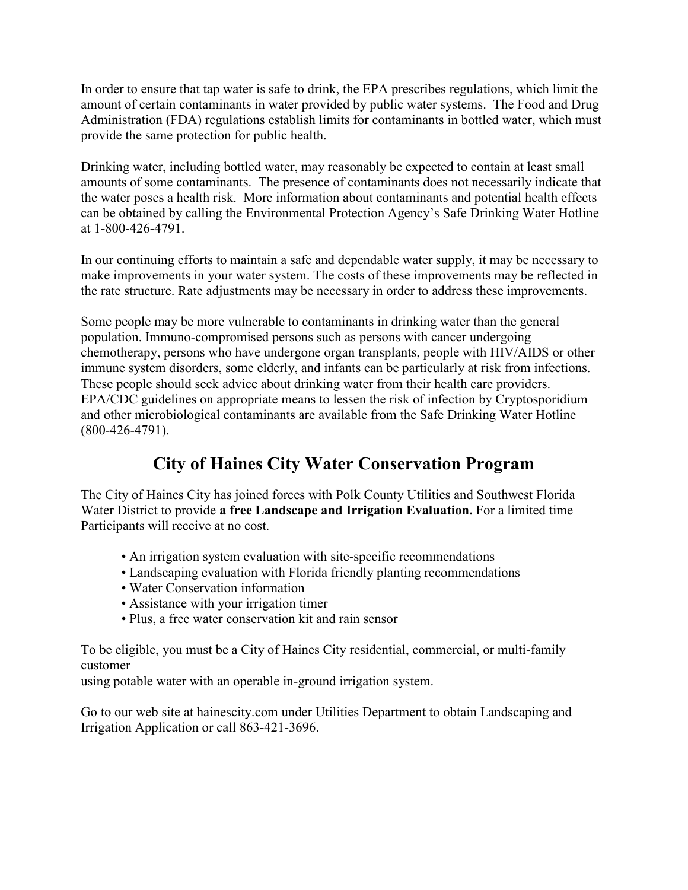In order to ensure that tap water is safe to drink, the EPA prescribes regulations, which limit the amount of certain contaminants in water provided by public water systems. The Food and Drug Administration (FDA) regulations establish limits for contaminants in bottled water, which must provide the same protection for public health.

Drinking water, including bottled water, may reasonably be expected to contain at least small amounts of some contaminants. The presence of contaminants does not necessarily indicate that the water poses a health risk. More information about contaminants and potential health effects can be obtained by calling the Environmental Protection Agency's Safe Drinking Water Hotline at 1-800-426-4791.

In our continuing efforts to maintain a safe and dependable water supply, it may be necessary to make improvements in your water system. The costs of these improvements may be reflected in the rate structure. Rate adjustments may be necessary in order to address these improvements.

Some people may be more vulnerable to contaminants in drinking water than the general population. Immuno-compromised persons such as persons with cancer undergoing chemotherapy, persons who have undergone organ transplants, people with HIV/AIDS or other immune system disorders, some elderly, and infants can be particularly at risk from infections. These people should seek advice about drinking water from their health care providers. EPA/CDC guidelines on appropriate means to lessen the risk of infection by Cryptosporidium and other microbiological contaminants are available from the Safe Drinking Water Hotline (800-426-4791).

## City of Haines City Water Conservation Program

The City of Haines City has joined forces with Polk County Utilities and Southwest Florida Water District to provide **a free Landscape and Irrigation Evaluation.** For a limited time Participants will receive at no cost.

- An irrigation system evaluation with site-specific recommendations
- Landscaping evaluation with Florida friendly planting recommendations
- Water Conservation information
- Assistance with your irrigation timer
- Plus, a free water conservation kit and rain sensor

To be eligible, you must be a City of Haines City residential, commercial, or multi-family customer
using potable water with an operable in-ground irrigation system.

Go to our web site at hainescity.com under Utilities Department to obtain Landscaping and Irrigation Application or call 863-421-3696.